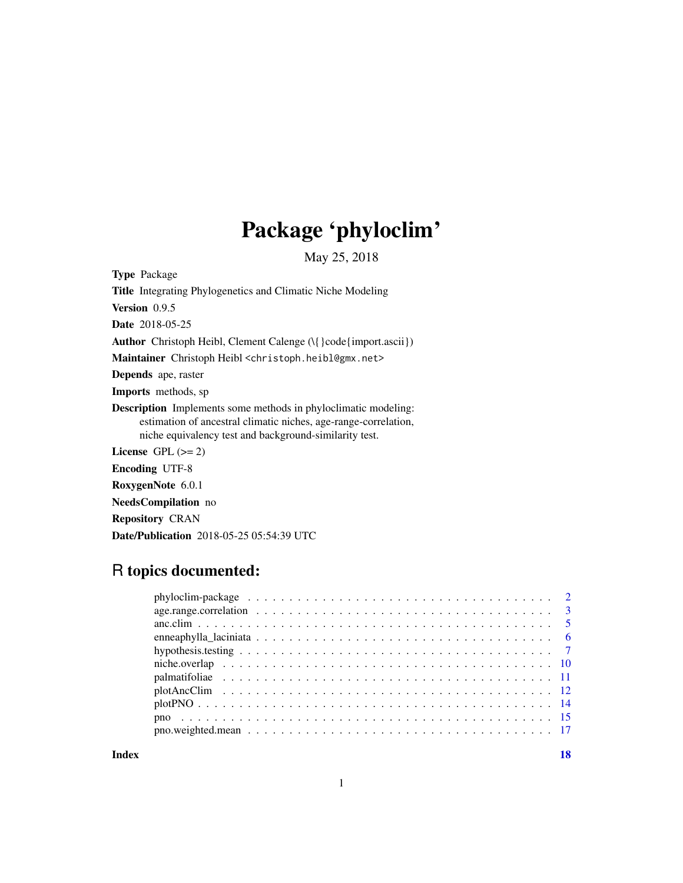# Package 'phyloclim'

May 25, 2018

**Type** Package

**Title** Integrating Phylogenetics and Climatic Niche Modeling

**Version** 0.9.5

**Date** 2018-05-25

**Author** Christoph Heibl, Clement Calenge (\{}code{import.ascii})

**Maintainer** Christoph Heibl <christoph.heibl@gmx.net>

**Depends** ape, raster

**Imports** methods, sp

**Description** Implements some methods in phyloclimatic modeling: estimation of ancestral climatic niches, age-range-correlation, niche equivalency test and background-similarity test.

**License** GPL (>= 2)

**Encoding** UTF-8

**RoxygenNote** 6.0.1

**NeedsCompilation** no

**Repository** CRAN

**Date/Publication** 2018-05-25 05:54:39 UTC

## R topics documented:

| | |
|---|---|
| phyloclim-package | 2 |
| age.range.correlation | 3 |
| anc.clim | 5 |
| enneaphylla_laciniata | 6 |
| hypothesis.testing | 7 |
| niche.overlap | 10 |
| palmatifoliae | 11 |
| plotAncClim | 12 |
| plotPNO | 14 |
| pno | 15 |
| pno.weighted.mean | 17 |
| **Index** | **18** |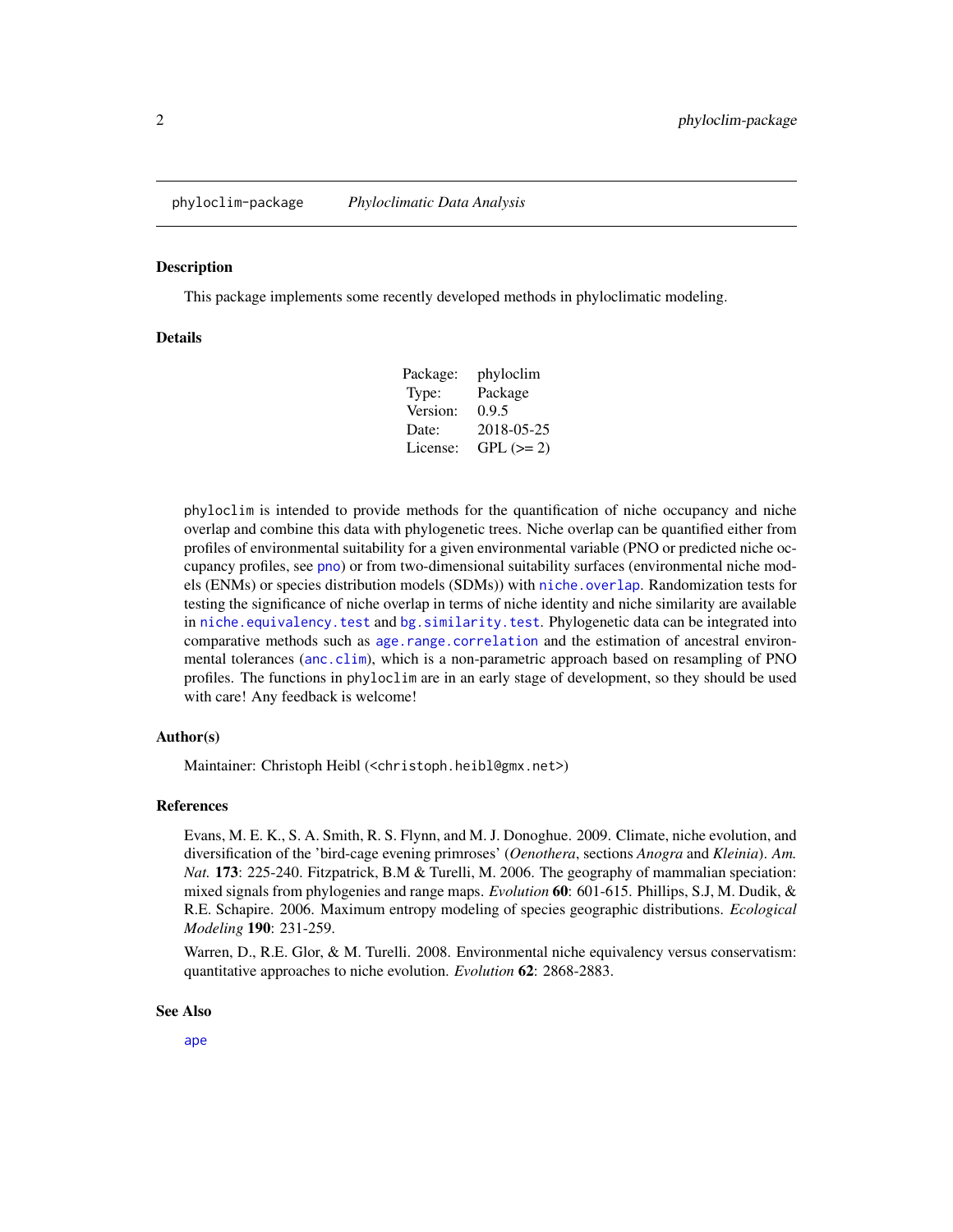phyloclim-package *Phyloclimatic Data Analysis*

## Description

This package implements some recently developed methods in phyloclimatic modeling.

## Details

| | |
|---|---|
| Package: | phyloclim |
| Type: | Package |
| Version: | 0.9.5 |
| Date: | 2018-05-25 |
| License: | GPL (>= 2) |

phyloclim is intended to provide methods for the quantification of niche occupancy and niche overlap and combine this data with phylogenetic trees. Niche overlap can be quantified either from profiles of environmental suitability for a given environmental variable (PNO or predicted niche occupancy profiles, see pno) or from two-dimensional suitability surfaces (environmental niche models (ENMs) or species distribution models (SDMs)) with niche.overlap. Randomization tests for testing the significance of niche overlap in terms of niche identity and niche similarity are available in niche.equivalency.test and bg.similarity.test. Phylogenetic data can be integrated into comparative methods such as age.range.correlation and the estimation of ancestral environmental tolerances (anc.clim), which is a non-parametric approach based on resampling of PNO profiles. The functions in phyloclim are in an early stage of development, so they should be used with care! Any feedback is welcome!

## Author(s)

Maintainer: Christoph Heibl (<christoph.heibl@gmx.net>)

## References

Evans, M. E. K., S. A. Smith, R. S. Flynn, and M. J. Donoghue. 2009. Climate, niche evolution, and diversification of the 'bird-cage evening primroses' (*Oenothera*, sections *Anogra* and *Kleinia*). *Am. Nat.* **173**: 225-240. Fitzpatrick, B.M & Turelli, M. 2006. The geography of mammalian speciation: mixed signals from phylogenies and range maps. *Evolution* **60**: 601-615. Phillips, S.J, M. Dudik, & R.E. Schapire. 2006. Maximum entropy modeling of species geographic distributions. *Ecological Modeling* **190**: 231-259.

Warren, D., R.E. Glor, & M. Turelli. 2008. Environmental niche equivalency versus conservatism: quantitative approaches to niche evolution. *Evolution* **62**: 2868-2883.

## See Also

ape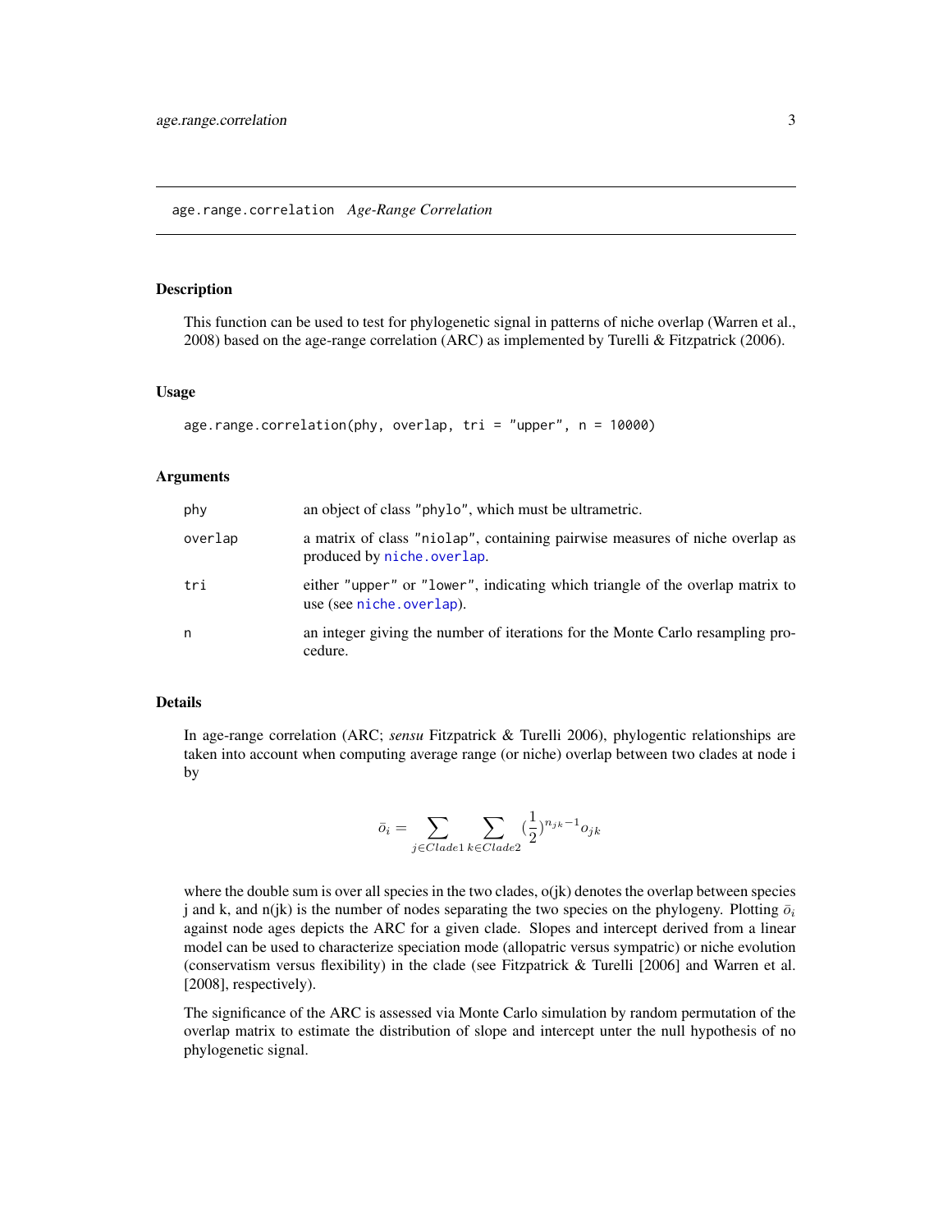## age.range.correlation *Age-Range Correlation*

### Description

This function can be used to test for phylogenetic signal in patterns of niche overlap (Warren et al., 2008) based on the age-range correlation (ARC) as implemented by Turelli & Fitzpatrick (2006).

### Usage

```
age.range.correlation(phy, overlap, tri = "upper", n = 10000)
```

### Arguments

| | |
|---|---|
| phy | an object of class "phylo", which must be ultrametric. |
| overlap | a matrix of class "niolap", containing pairwise measures of niche overlap as produced by niche.overlap. |
| tri | either "upper" or "lower", indicating which triangle of the overlap matrix to use (see niche.overlap). |
| n | an integer giving the number of iterations for the Monte Carlo resampling procedure. |

### Details

In age-range correlation (ARC; *sensu* Fitzpatrick & Turelli 2006), phylogentic relationships are taken into account when computing average range (or niche) overlap between two clades at node i by

$$\bar{o}_i = \sum_{j \in Clade1} \sum_{k \in Clade2} (\frac{1}{2})^{n_{jk}-1} o_{jk}$$

where the double sum is over all species in the two clades, o(jk) denotes the overlap between species j and k, and n(jk) is the number of nodes separating the two species on the phylogeny. Plotting $\bar{o}_i$ against node ages depicts the ARC for a given clade. Slopes and intercept derived from a linear model can be used to characterize speciation mode (allopatric versus sympatric) or niche evolution (conservatism versus flexibility) in the clade (see Fitzpatrick & Turelli [2006] and Warren et al. [2008], respectively).

The significance of the ARC is assessed via Monte Carlo simulation by random permutation of the overlap matrix to estimate the distribution of slope and intercept unter the null hypothesis of no phylogenetic signal.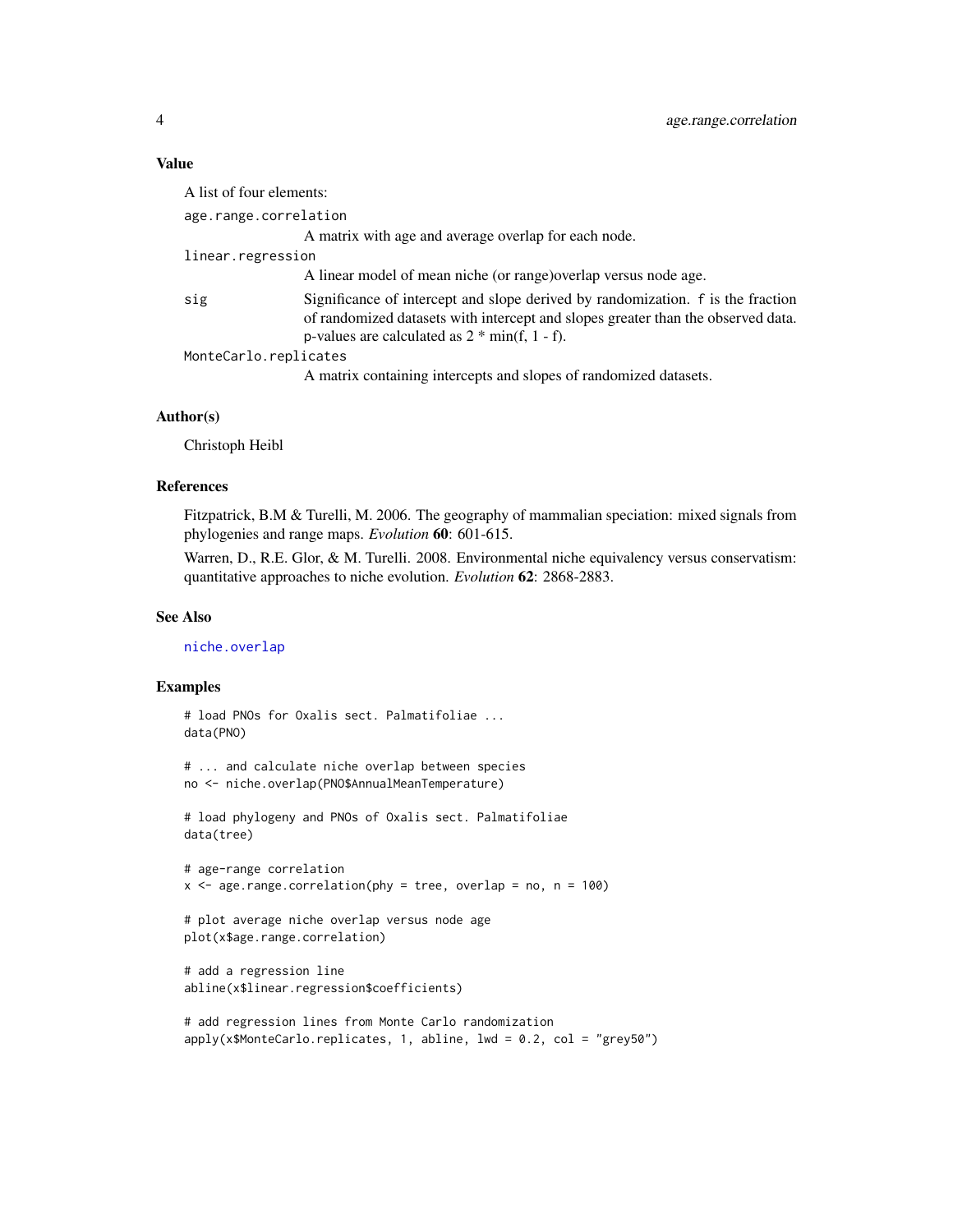## Value

A list of four elements:

`age.range.correlation`
: A matrix with age and average overlap for each node.

`linear.regression`
: A linear model of mean niche (or range)overlap versus node age.

`sig`
: Significance of intercept and slope derived by randomization. `f` is the fraction of randomized datasets with intercept and slopes greater than the observed data. p-values are calculated as 2 * min(f, 1 - f).

`MonteCarlo.replicates`
: A matrix containing intercepts and slopes of randomized datasets.

## Author(s)

Christoph Heibl

## References

Fitzpatrick, B.M & Turelli, M. 2006. The geography of mammalian speciation: mixed signals from phylogenies and range maps. *Evolution* **60**: 601-615.

Warren, D., R.E. Glor, & M. Turelli. 2008. Environmental niche equivalency versus conservatism: quantitative approaches to niche evolution. *Evolution* **62**: 2868-2883.

## See Also

`niche.overlap`

## Examples

```
# load PNOs for Oxalis sect. Palmatifoliae ...
data(PNO)

# ... and calculate niche overlap between species
no <- niche.overlap(PNO$AnnualMeanTemperature)

# load phylogeny and PNOs of Oxalis sect. Palmatifoliae
data(tree)

# age-range correlation
x <- age.range.correlation(phy = tree, overlap = no, n = 100)

# plot average niche overlap versus node age
plot(x$age.range.correlation)

# add a regression line
abline(x$linear.regression$coefficients)

# add regression lines from Monte Carlo randomization
apply(x$MonteCarlo.replicates, 1, abline, lwd = 0.2, col = "grey50")
```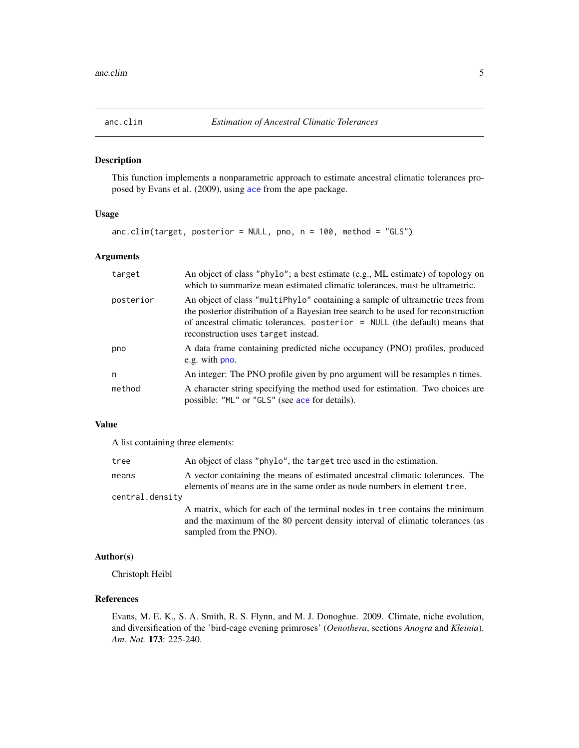## anc.clim — *Estimation of Ancestral Climatic Tolerances*

### Description

This function implements a nonparametric approach to estimate ancestral climatic tolerances proposed by Evans et al. (2009), using `ace` from the ape package.

### Usage

```
anc.clim(target, posterior = NULL, pno, n = 100, method = "GLS")
```

### Arguments

| | |
|---|---|
| `target` | An object of class `"phylo"`; a best estimate (e.g., ML estimate) of topology on which to summarize mean estimated climatic tolerances, must be ultrametric. |
| `posterior` | An object of class `"multiPhylo"` containing a sample of ultrametric trees from the posterior distribution of a Bayesian tree search to be used for reconstruction of ancestral climatic tolerances. `posterior = NULL` (the default) means that reconstruction uses `target` instead. |
| `pno` | A data frame containing predicted niche occupancy (PNO) profiles, produced e.g. with `pno`. |
| `n` | An integer: The PNO profile given by `pno` argument will be resamples `n` times. |
| `method` | A character string specifying the method used for estimation. Two choices are possible: `"ML"` or `"GLS"` (see `ace` for details). |

### Value

A list containing three elements:

| | |
|---|---|
| `tree` | An object of class `"phylo"`, the `target` tree used in the estimation. |
| `means` | A vector containing the means of estimated ancestral climatic tolerances. The elements of `means` are in the same order as node numbers in element `tree`. |
| `central.density` | A matrix, which for each of the terminal nodes in `tree` contains the minimum and the maximum of the 80 percent density interval of climatic tolerances (as sampled from the PNO). |

### Author(s)

Christoph Heibl

### References

Evans, M. E. K., S. A. Smith, R. S. Flynn, and M. J. Donoghue. 2009. Climate, niche evolution, and diversification of the 'bird-cage evening primroses' (*Oenothera*, sections *Anogra* and *Kleinia*). *Am. Nat.* **173**: 225-240.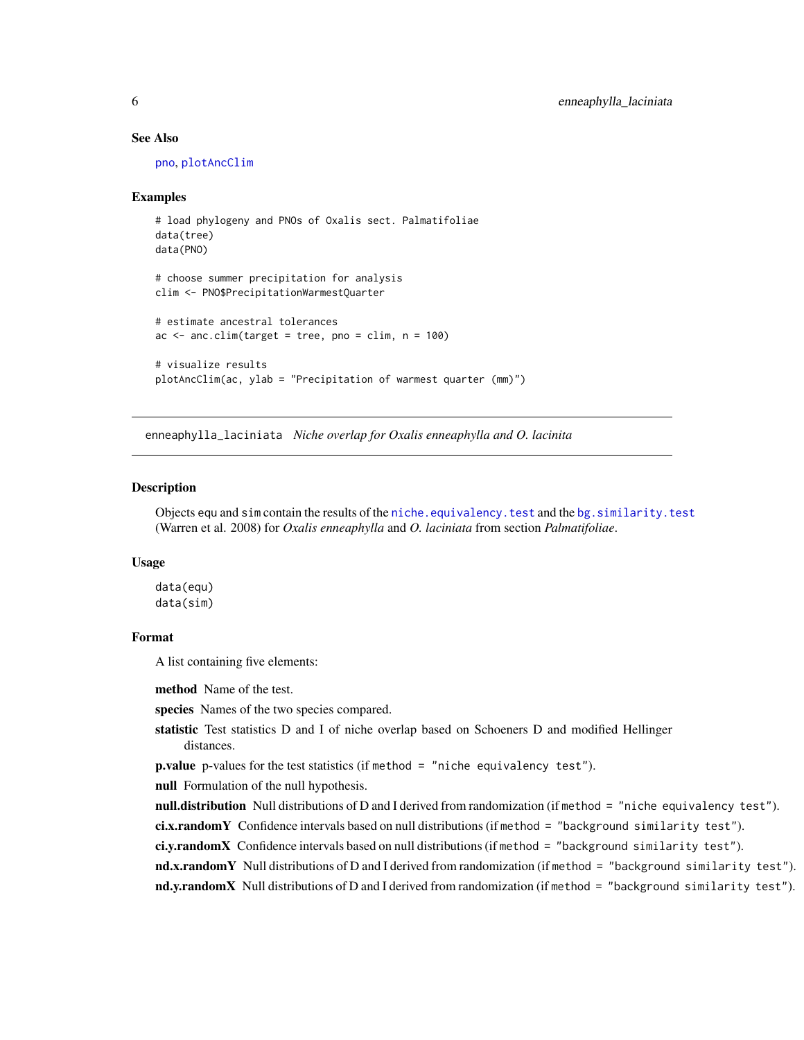### See Also

pno, plotAncClim

### Examples

```
# load phylogeny and PNOs of Oxalis sect. Palmatifoliae
data(tree)
data(PNO)

# choose summer precipitation for analysis
clim <- PNO$PrecipitationWarmestQuarter

# estimate ancestral tolerances
ac <- anc.clim(target = tree, pno = clim, n = 100)

# visualize results
plotAncClim(ac, ylab = "Precipitation of warmest quarter (mm)")
```

---

## enneaphylla_laciniata *Niche overlap for Oxalis enneaphylla and O. lacinita*

### Description

Objects equ and sim contain the results of the niche.equivalency.test and the bg.similarity.test (Warren et al. 2008) for *Oxalis enneaphylla* and *O. laciniata* from section *Palmatifoliae*.

### Usage

```
data(equ)
data(sim)
```

### Format

A list containing five elements:

**method** Name of the test.

**species** Names of the two species compared.

**statistic** Test statistics D and I of niche overlap based on Schoeners D and modified Hellinger distances.

**p.value** p-values for the test statistics (if `method = "niche equivalency test"`).

**null** Formulation of the null hypothesis.

**null.distribution** Null distributions of D and I derived from randomization (if `method = "niche equivalency test"`).

**ci.x.randomY** Confidence intervals based on null distributions (if `method = "background similarity test"`).

**ci.y.randomX** Confidence intervals based on null distributions (if `method = "background similarity test"`).

**nd.x.randomY** Null distributions of D and I derived from randomization (if `method = "background similarity test"`).

**nd.y.randomX** Null distributions of D and I derived from randomization (if `method = "background similarity test"`).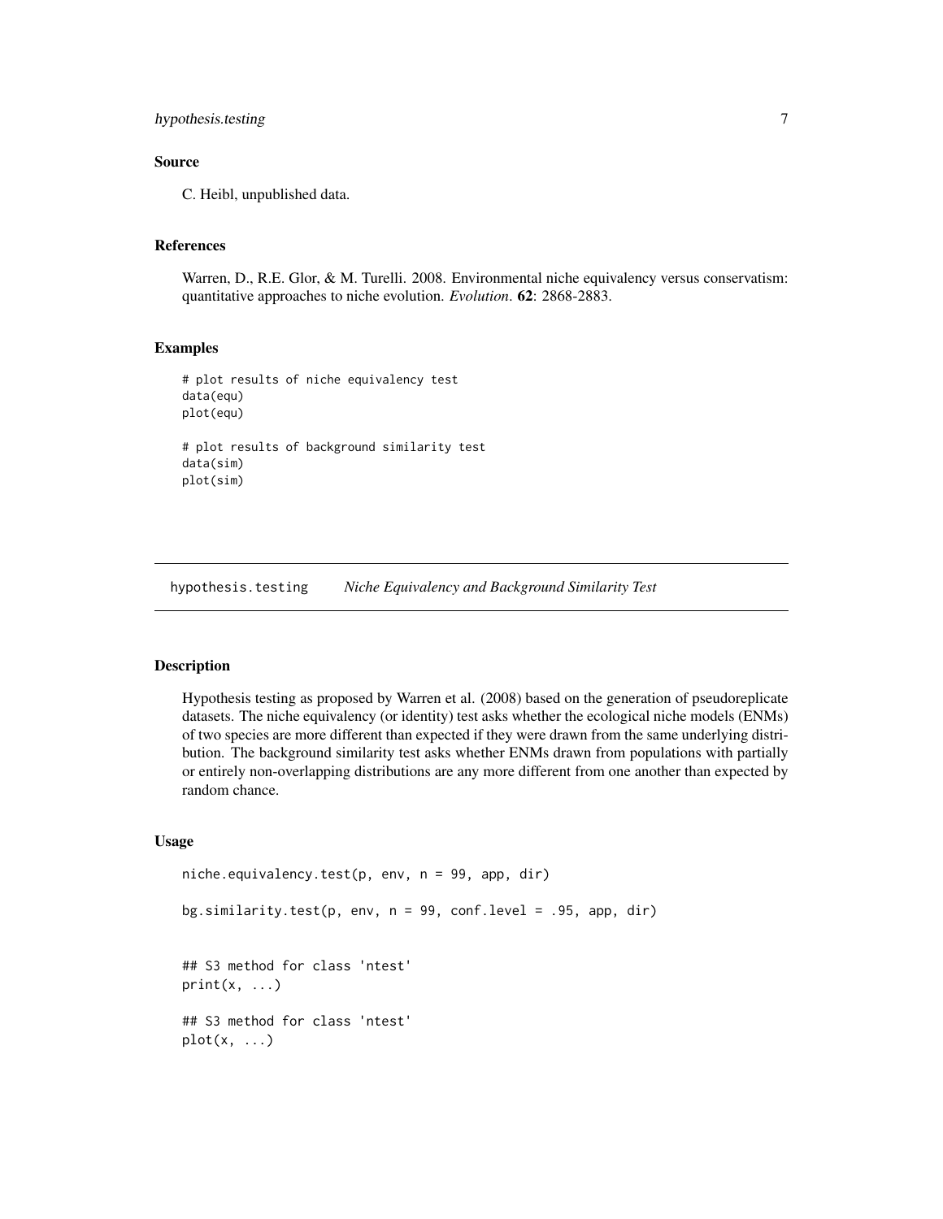### Source

C. Heibl, unpublished data.

### References

Warren, D., R.E. Glor, & M. Turelli. 2008. Environmental niche equivalency versus conservatism: quantitative approaches to niche evolution. *Evolution*. **62**: 2868-2883.

### Examples

```
# plot results of niche equivalency test
data(equ)
plot(equ)

# plot results of background similarity test
data(sim)
plot(sim)
```

---

## hypothesis.testing *Niche Equivalency and Background Similarity Test*

---

### Description

Hypothesis testing as proposed by Warren et al. (2008) based on the generation of pseudoreplicate datasets. The niche equivalency (or identity) test asks whether the ecological niche models (ENMs) of two species are more different than expected if they were drawn from the same underlying distribution. The background similarity test asks whether ENMs drawn from populations with partially or entirely non-overlapping distributions are any more different from one another than expected by random chance.

### Usage

```
niche.equivalency.test(p, env, n = 99, app, dir)

bg.similarity.test(p, env, n = 99, conf.level = .95, app, dir)


## S3 method for class 'ntest'
print(x, ...)

## S3 method for class 'ntest'
plot(x, ...)
```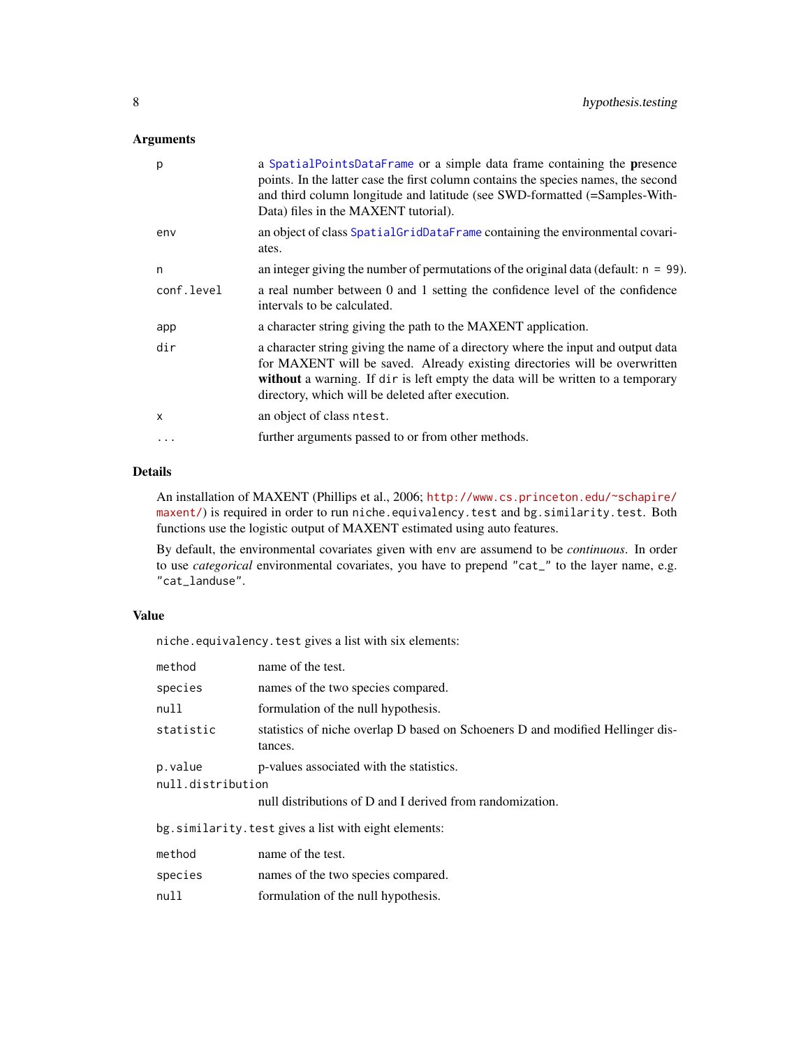### Arguments

| | |
|---|---|
| `p` | a `SpatialPointsDataFrame` or a simple data frame containing the **p**resence points. In the latter case the first column contains the species names, the second and third column longitude and latitude (see SWD-formatted (=Samples-With-Data) files in the MAXENT tutorial). |
| `env` | an object of class `SpatialGridDataFrame` containing the environmental covariates. |
| `n` | an integer giving the number of permutations of the original data (default: `n = 99`). |
| `conf.level` | a real number between 0 and 1 setting the confidence level of the confidence intervals to be calculated. |
| `app` | a character string giving the path to the MAXENT application. |
| `dir` | a character string giving the name of a directory where the input and output data for MAXENT will be saved. Already existing directories will be overwritten **without** a warning. If `dir` is left empty the data will be written to a temporary directory, which will be deleted after execution. |
| `x` | an object of class `ntest`. |
| `...` | further arguments passed to or from other methods. |

### Details

An installation of MAXENT (Phillips et al., 2006; http://www.cs.princeton.edu/~schapire/maxent/) is required in order to run `niche.equivalency.test` and `bg.similarity.test`. Both functions use the logistic output of MAXENT estimated using auto features.

By default, the environmental covariates given with `env` are assumend to be *continuous*. In order to use *categorical* environmental covariates, you have to prepend `"cat_"` to the layer name, e.g. `"cat_landuse"`.

### Value

`niche.equivalency.test` gives a list with six elements:

| | |
|---|---|
| `method` | name of the test. |
| `species` | names of the two species compared. |
| `null` | formulation of the null hypothesis. |
| `statistic` | statistics of niche overlap D based on Schoeners D and modified Hellinger distances. |
| `p.value` | p-values associated with the statistics. |
| `null.distribution` | null distributions of D and I derived from randomization. |

`bg.similarity.test` gives a list with eight elements:

| | |
|---|---|
| `method` | name of the test. |
| `species` | names of the two species compared. |
| `null` | formulation of the null hypothesis. |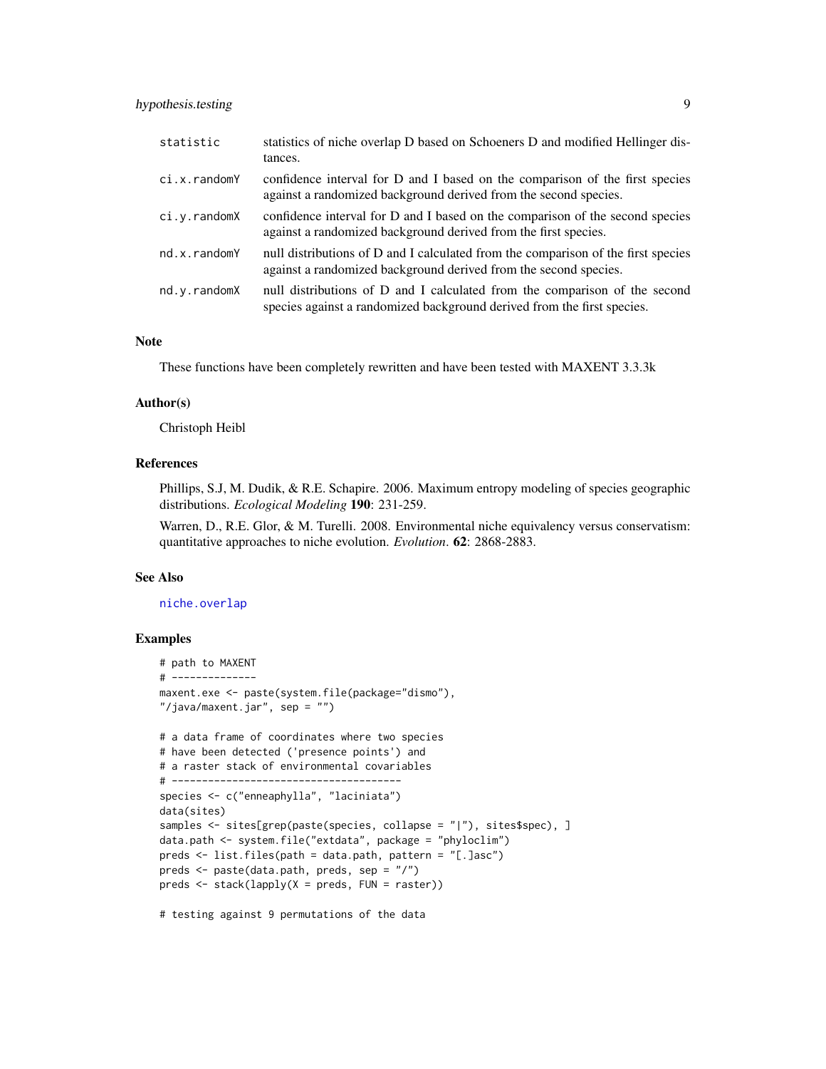| | |
|---|---|
| statistic | statistics of niche overlap D based on Schoeners D and modified Hellinger distances. |
| ci.x.randomY | confidence interval for D and I based on the comparison of the first species against a randomized background derived from the second species. |
| ci.y.randomX | confidence interval for D and I based on the comparison of the second species against a randomized background derived from the first species. |
| nd.x.randomY | null distributions of D and I calculated from the comparison of the first species against a randomized background derived from the second species. |
| nd.y.randomX | null distributions of D and I calculated from the comparison of the second species against a randomized background derived from the first species. |

## Note

These functions have been completely rewritten and have been tested with MAXENT 3.3.3k

## Author(s)

Christoph Heibl

## References

Phillips, S.J, M. Dudik, & R.E. Schapire. 2006. Maximum entropy modeling of species geographic distributions. *Ecological Modeling* **190**: 231-259.

Warren, D., R.E. Glor, & M. Turelli. 2008. Environmental niche equivalency versus conservatism: quantitative approaches to niche evolution. *Evolution*. **62**: 2868-2883.

## See Also

niche.overlap

## Examples

```
# path to MAXENT
# --------------
maxent.exe <- paste(system.file(package="dismo"),
"/java/maxent.jar", sep = "")

# a data frame of coordinates where two species
# have been detected ('presence points') and
# a raster stack of environmental covariables
# --------------------------------------
species <- c("enneaphylla", "laciniata")
data(sites)
samples <- sites[grep(paste(species, collapse = "|"), sites$spec), ]
data.path <- system.file("extdata", package = "phyloclim")
preds <- list.files(path = data.path, pattern = "[.]asc")
preds <- paste(data.path, preds, sep = "/")
preds <- stack(lapply(X = preds, FUN = raster))

# testing against 9 permutations of the data
```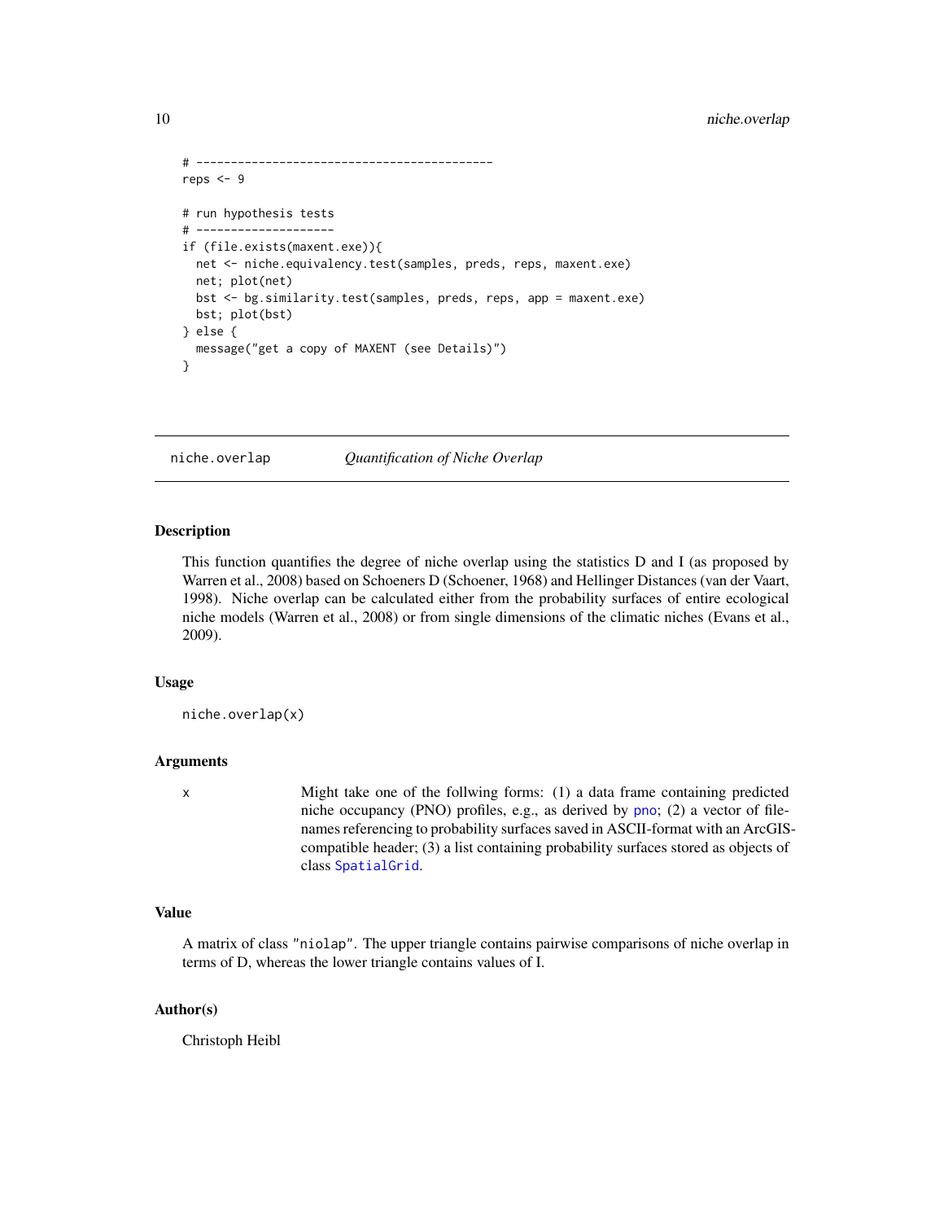```
# ---------------------------------------------
reps <- 9

# run hypothesis tests
# --------------------
if (file.exists(maxent.exe)){
  net <- niche.equivalency.test(samples, preds, reps, maxent.exe)
  net; plot(net)
  bst <- bg.similarity.test(samples, preds, reps, app = maxent.exe)
  bst; plot(bst)
} else {
  message("get a copy of MAXENT (see Details)")
}
```

## niche.overlap *Quantification of Niche Overlap*

### Description

This function quantifies the degree of niche overlap using the statistics D and I (as proposed by Warren et al., 2008) based on Schoeners D (Schoener, 1968) and Hellinger Distances (van der Vaart, 1998). Niche overlap can be calculated either from the probability surfaces of entire ecological niche models (Warren et al., 2008) or from single dimensions of the climatic niches (Evans et al., 2009).

### Usage

```
niche.overlap(x)
```

### Arguments

| | |
|---|---|
| x | Might take one of the follwing forms: (1) a data frame containing predicted niche occupancy (PNO) profiles, e.g., as derived by pno; (2) a vector of filenames referencing to probability surfaces saved in ASCII-format with an ArcGIS-compatible header; (3) a list containing probability surfaces stored as objects of class SpatialGrid. |

### Value

A matrix of class "niolap". The upper triangle contains pairwise comparisons of niche overlap in terms of D, whereas the lower triangle contains values of I.

### Author(s)

Christoph Heibl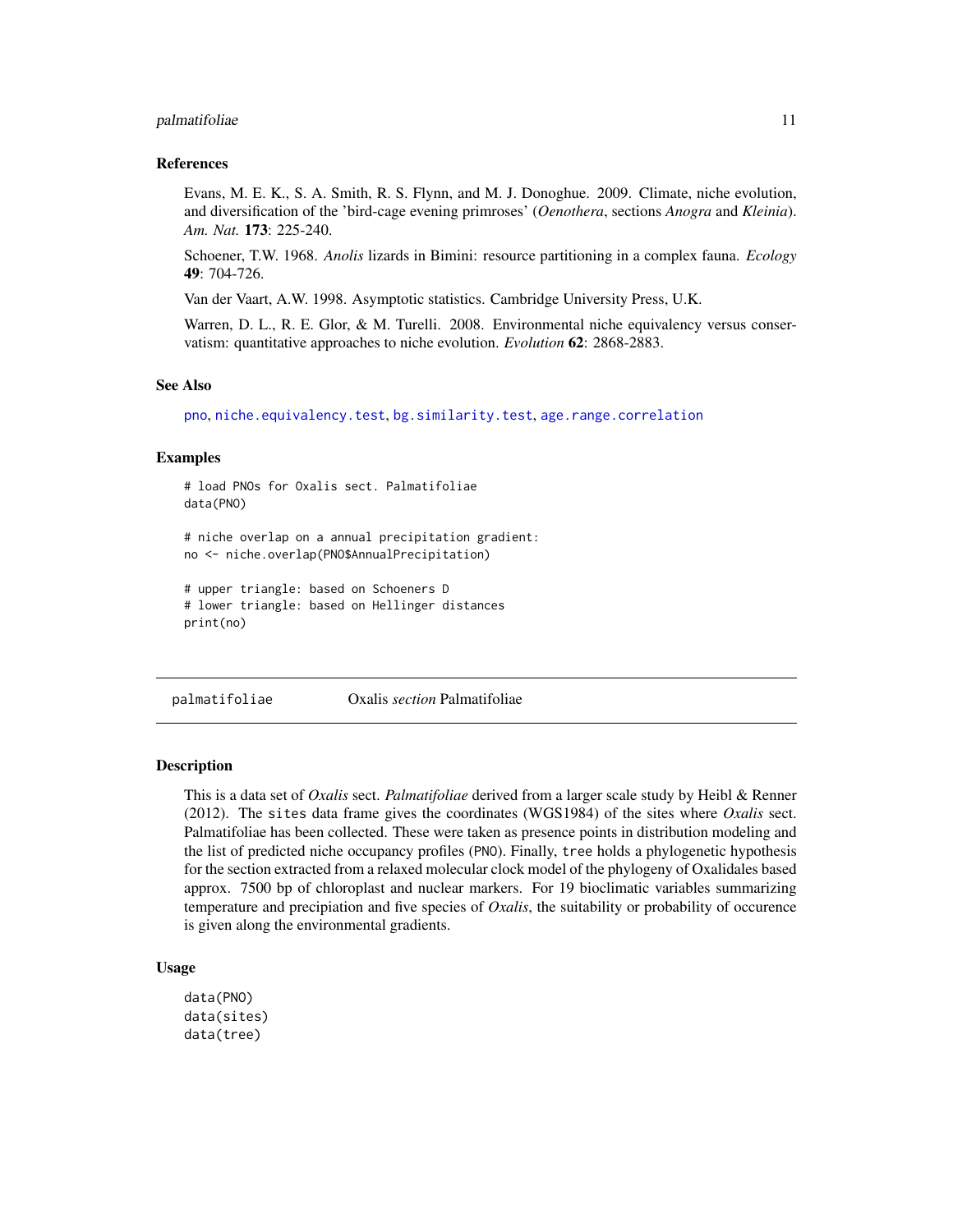### References

Evans, M. E. K., S. A. Smith, R. S. Flynn, and M. J. Donoghue. 2009. Climate, niche evolution, and diversification of the 'bird-cage evening primroses' (*Oenothera*, sections *Anogra* and *Kleinia*). *Am. Nat.* **173**: 225-240.

Schoener, T.W. 1968. *Anolis* lizards in Bimini: resource partitioning in a complex fauna. *Ecology* **49**: 704-726.

Van der Vaart, A.W. 1998. Asymptotic statistics. Cambridge University Press, U.K.

Warren, D. L., R. E. Glor, & M. Turelli. 2008. Environmental niche equivalency versus conservatism: quantitative approaches to niche evolution. *Evolution* **62**: 2868-2883.

### See Also

`pno`, `niche.equivalency.test`, `bg.similarity.test`, `age.range.correlation`

### Examples

```
# load PNOs for Oxalis sect. Palmatifoliae
data(PNO)

# niche overlap on a annual precipitation gradient:
no <- niche.overlap(PNO$AnnualPrecipitation)

# upper triangle: based on Schoeners D
# lower triangle: based on Hellinger distances
print(no)
```

---

## palmatifoliae — Oxalis *section* Palmatifoliae

---

### Description

This is a data set of *Oxalis* sect. *Palmatifoliae* derived from a larger scale study by Heibl & Renner (2012). The `sites` data frame gives the coordinates (WGS1984) of the sites where *Oxalis* sect. Palmatifoliae has been collected. These were taken as presence points in distribution modeling and the list of predicted niche occupancy profiles (`PNO`). Finally, `tree` holds a phylogenetic hypothesis for the section extracted from a relaxed molecular clock model of the phylogeny of Oxalidales based approx. 7500 bp of chloroplast and nuclear markers. For 19 bioclimatic variables summarizing temperature and precipiation and five species of *Oxalis*, the suitability or probability of occurence is given along the environmental gradients.

### Usage

```
data(PNO)
data(sites)
data(tree)
```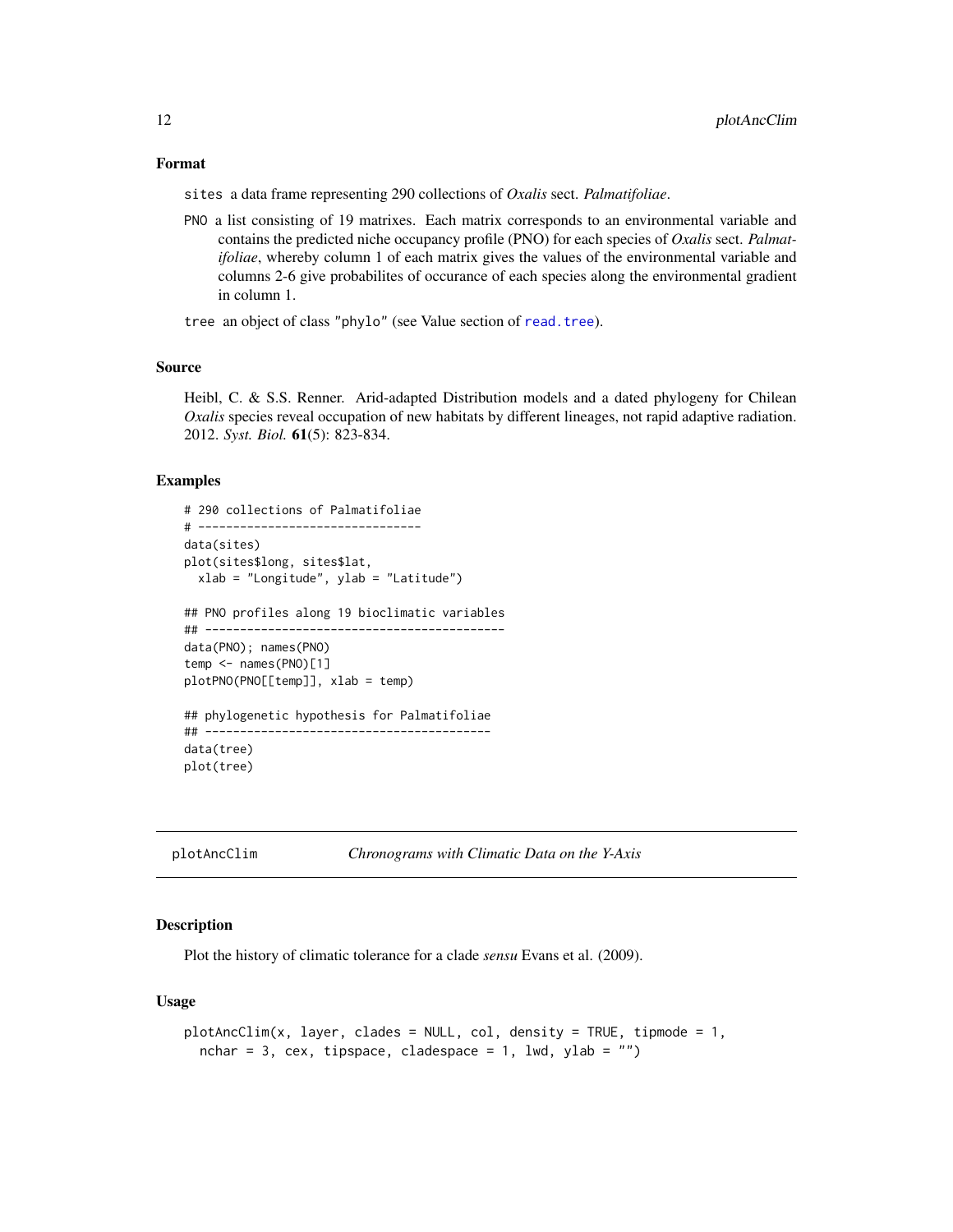### Format

sites a data frame representing 290 collections of *Oxalis* sect. *Palmatifoliae*.

PNO a list consisting of 19 matrixes. Each matrix corresponds to an environmental variable and contains the predicted niche occupancy profile (PNO) for each species of *Oxalis* sect. *Palmatifoliae*, whereby column 1 of each matrix gives the values of the environmental variable and columns 2-6 give probabilites of occurance of each species along the environmental gradient in column 1.

tree an object of class "phylo" (see Value section of read.tree).

### Source

Heibl, C. & S.S. Renner. Arid-adapted Distribution models and a dated phylogeny for Chilean *Oxalis* species reveal occupation of new habitats by different lineages, not rapid adaptive radiation. 2012. *Syst. Biol.* **61**(5): 823-834.

### Examples

```
# 290 collections of Palmatifoliae
# -------------------------------
data(sites)
plot(sites$long, sites$lat,
  xlab = "Longitude", ylab = "Latitude")

## PNO profiles along 19 bioclimatic variables
## -------------------------------------------
data(PNO); names(PNO)
temp <- names(PNO)[1]
plotPNO(PNO[[temp]], xlab = temp)

## phylogenetic hypothesis for Palmatifoliae
## -----------------------------------------
data(tree)
plot(tree)
```

---

## plotAncClim — *Chronograms with Climatic Data on the Y-Axis*

### Description

Plot the history of climatic tolerance for a clade *sensu* Evans et al. (2009).

### Usage

```
plotAncClim(x, layer, clades = NULL, col, density = TRUE, tipmode = 1,
  nchar = 3, cex, tipspace, cladespace = 1, lwd, ylab = "")
```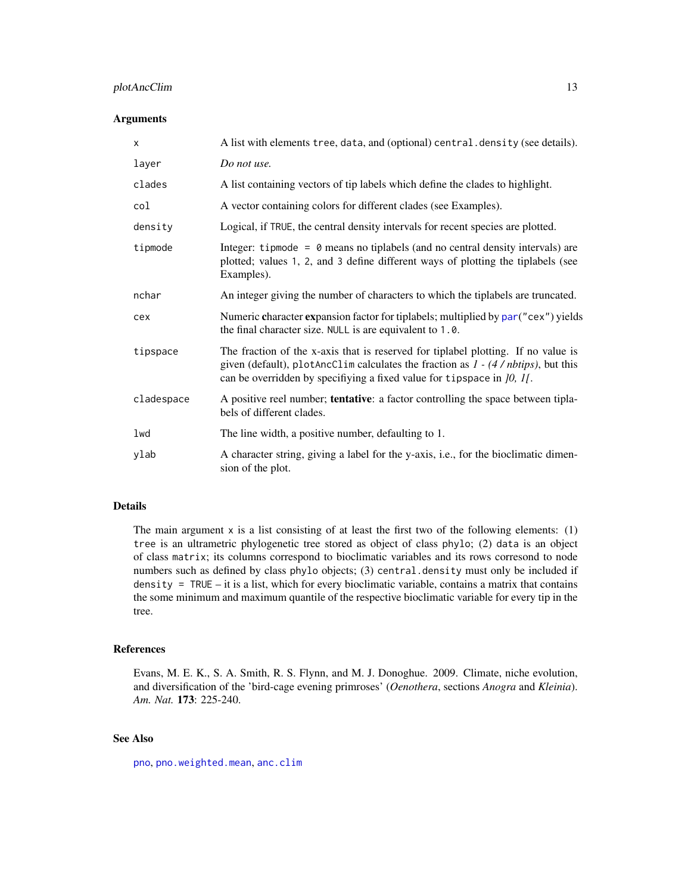## Arguments

| | |
|---|---|
| `x` | A list with elements `tree`, `data`, and (optional) `central.density` (see details). |
| `layer` | *Do not use.* |
| `clades` | A list containing vectors of tip labels which define the clades to highlight. |
| `col` | A vector containing colors for different clades (see Examples). |
| `density` | Logical, if `TRUE`, the central density intervals for recent species are plotted. |
| `tipmode` | Integer: `tipmode = 0` means no tiplabels (and no central density intervals) are plotted; values `1`, `2`, and `3` define different ways of plotting the tiplabels (see Examples). |
| `nchar` | An integer giving the number of characters to which the tiplabels are truncated. |
| `cex` | Numeric **c**haracter **ex**pansion factor for tiplabels; multiplied by `par("cex")` yields the final character size. `NULL` is are equivalent to `1.0`. |
| `tipspace` | The fraction of the x-axis that is reserved for tiplabel plotting. If no value is given (default), `plotAncClim` calculates the fraction as *1 - (4 / nbtips)*, but this can be overridden by specifiying a fixed value for `tipspace` in *]0, 1[*. |
| `cladespace` | A positive reel number; **tentative**: a factor controlling the space between tiplabels of different clades. |
| `lwd` | The line width, a positive number, defaulting to 1. |
| `ylab` | A character string, giving a label for the y-axis, i.e., for the bioclimatic dimension of the plot. |

## Details

The main argument `x` is a list consisting of at least the first two of the following elements: (1) `tree` is an ultrametric phylogenetic tree stored as object of class `phylo`; (2) `data` is an object of class `matrix`; its columns correspond to bioclimatic variables and its rows corresond to node numbers such as defined by class `phylo` objects; (3) `central.density` must only be included if `density = TRUE` – it is a list, which for every bioclimatic variable, contains a matrix that contains the some minimum and maximum quantile of the respective bioclimatic variable for every tip in the tree.

## References

Evans, M. E. K., S. A. Smith, R. S. Flynn, and M. J. Donoghue. 2009. Climate, niche evolution, and diversification of the 'bird-cage evening primroses' (*Oenothera*, sections *Anogra* and *Kleinia*). *Am. Nat.* **173**: 225-240.

## See Also

`pno`, `pno.weighted.mean`, `anc.clim`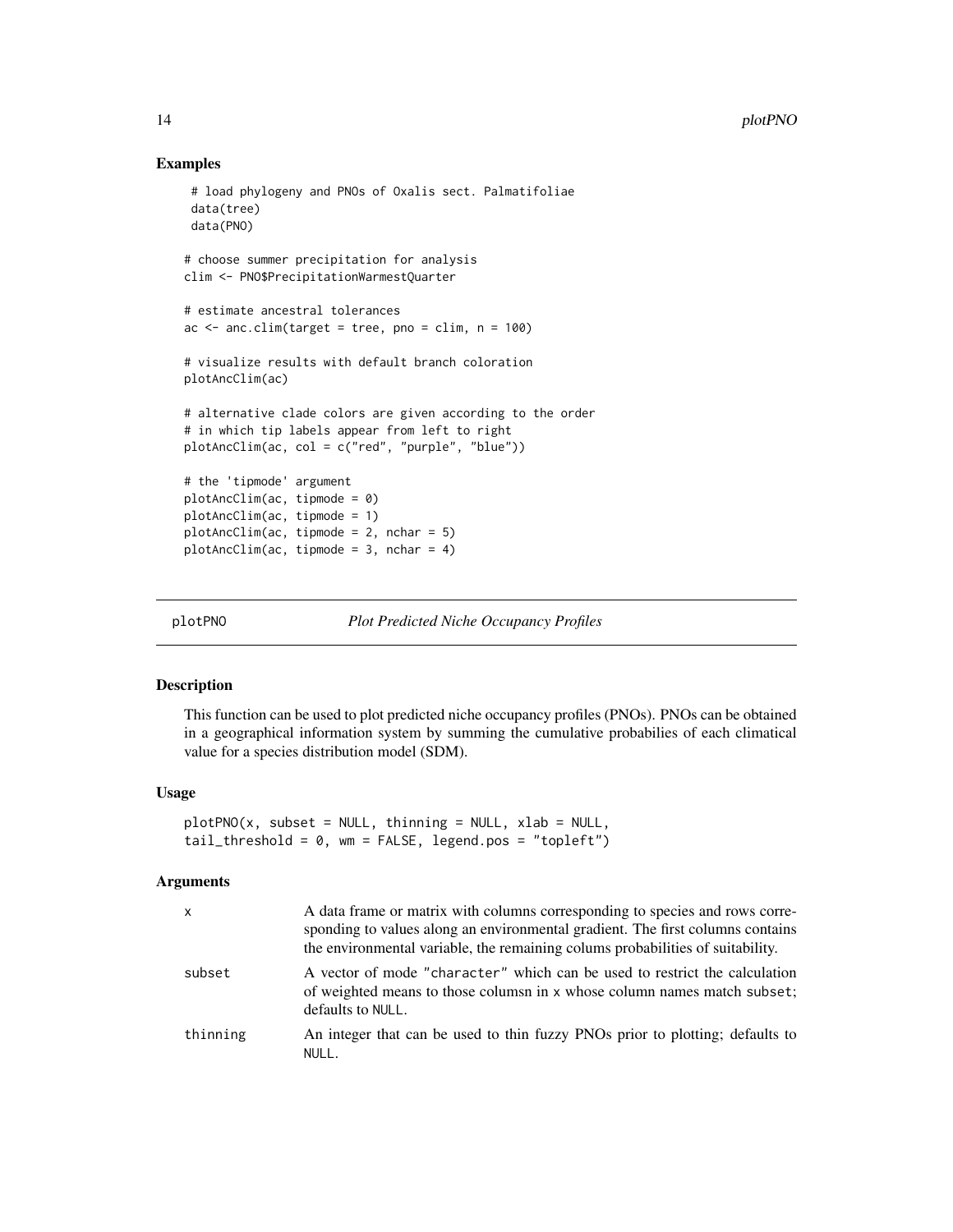### Examples

```
 # load phylogeny and PNOs of Oxalis sect. Palmatifoliae
 data(tree)
 data(PNO)

# choose summer precipitation for analysis
clim <- PNO$PrecipitationWarmestQuarter

# estimate ancestral tolerances
ac <- anc.clim(target = tree, pno = clim, n = 100)

# visualize results with default branch coloration
plotAncClim(ac)

# alternative clade colors are given according to the order
# in which tip labels appear from left to right
plotAncClim(ac, col = c("red", "purple", "blue"))

# the 'tipmode' argument
plotAncClim(ac, tipmode = 0)
plotAncClim(ac, tipmode = 1)
plotAncClim(ac, tipmode = 2, nchar = 5)
plotAncClim(ac, tipmode = 3, nchar = 4)
```

## plotPNO *Plot Predicted Niche Occupancy Profiles*

### Description

This function can be used to plot predicted niche occupancy profiles (PNOs). PNOs can be obtained in a geographical information system by summing the cumulative probabilies of each climatical value for a species distribution model (SDM).

### Usage

```
plotPNO(x, subset = NULL, thinning = NULL, xlab = NULL,
tail_threshold = 0, wm = FALSE, legend.pos = "topleft")
```

### Arguments

| | |
|---|---|
| x | A data frame or matrix with columns corresponding to species and rows corresponding to values along an environmental gradient. The first columns contains the environmental variable, the remaining colums probabilities of suitability. |
| subset | A vector of mode "character" which can be used to restrict the calculation of weighted means to those columsn in x whose column names match subset; defaults to NULL. |
| thinning | An integer that can be used to thin fuzzy PNOs prior to plotting; defaults to NULL. |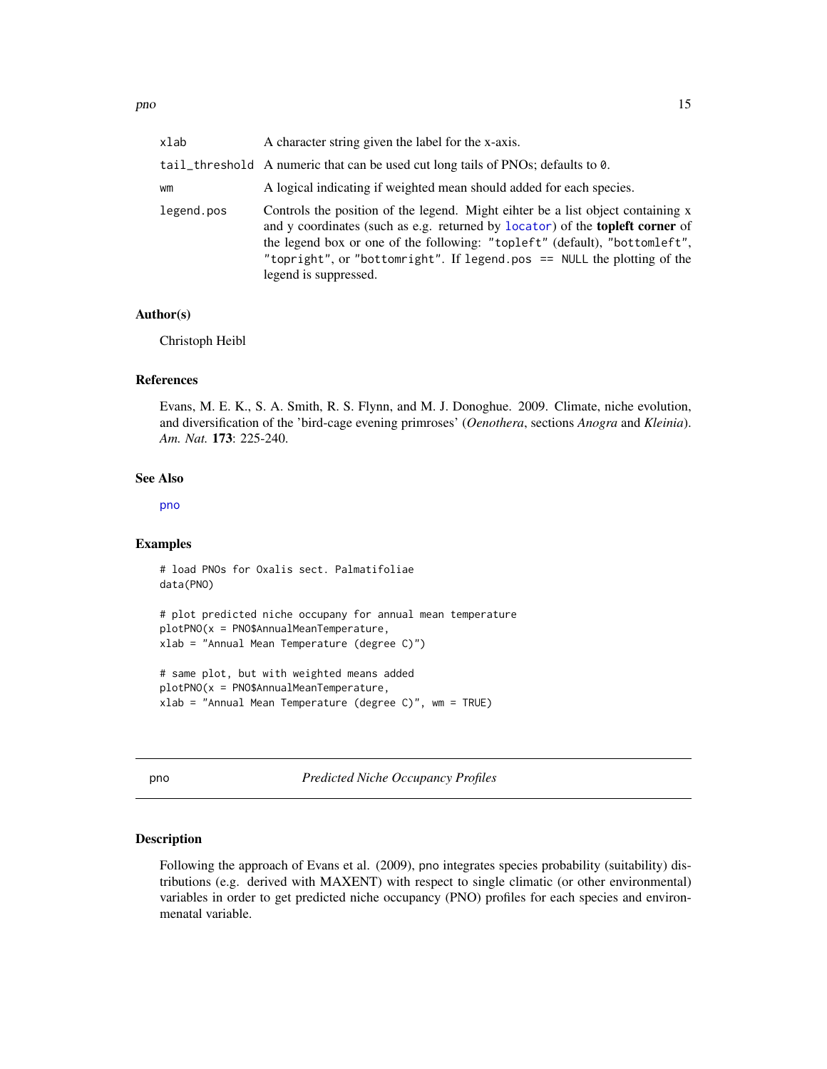| | |
|---|---|
| xlab | A character string given the label for the x-axis. |
| tail_threshold | A numeric that can be used cut long tails of PNOs; defaults to 0. |
| wm | A logical indicating if weighted mean should added for each species. |
| legend.pos | Controls the position of the legend. Might eihter be a list object containing x and y coordinates (such as e.g. returned by `locator`) of the **topleft corner** of the legend box or one of the following: `"topleft"` (default), `"bottomleft"`, `"topright"`, or `"bottomright"`. If `legend.pos == NULL` the plotting of the legend is suppressed. |

### Author(s)

Christoph Heibl

### References

Evans, M. E. K., S. A. Smith, R. S. Flynn, and M. J. Donoghue. 2009. Climate, niche evolution, and diversification of the 'bird-cage evening primroses' (*Oenothera*, sections *Anogra* and *Kleinia*). *Am. Nat.* **173**: 225-240.

### See Also

`pno`

### Examples

```
# load PNOs for Oxalis sect. Palmatifoliae
data(PNO)

# plot predicted niche occupany for annual mean temperature
plotPNO(x = PNO$AnnualMeanTemperature,
xlab = "Annual Mean Temperature (degree C)")

# same plot, but with weighted means added
plotPNO(x = PNO$AnnualMeanTemperature,
xlab = "Annual Mean Temperature (degree C)", wm = TRUE)
```

---

## pno — *Predicted Niche Occupancy Profiles*

### Description

Following the approach of Evans et al. (2009), pno integrates species probability (suitability) distributions (e.g. derived with MAXENT) with respect to single climatic (or other environmental) variables in order to get predicted niche occupancy (PNO) profiles for each species and environmenatal variable.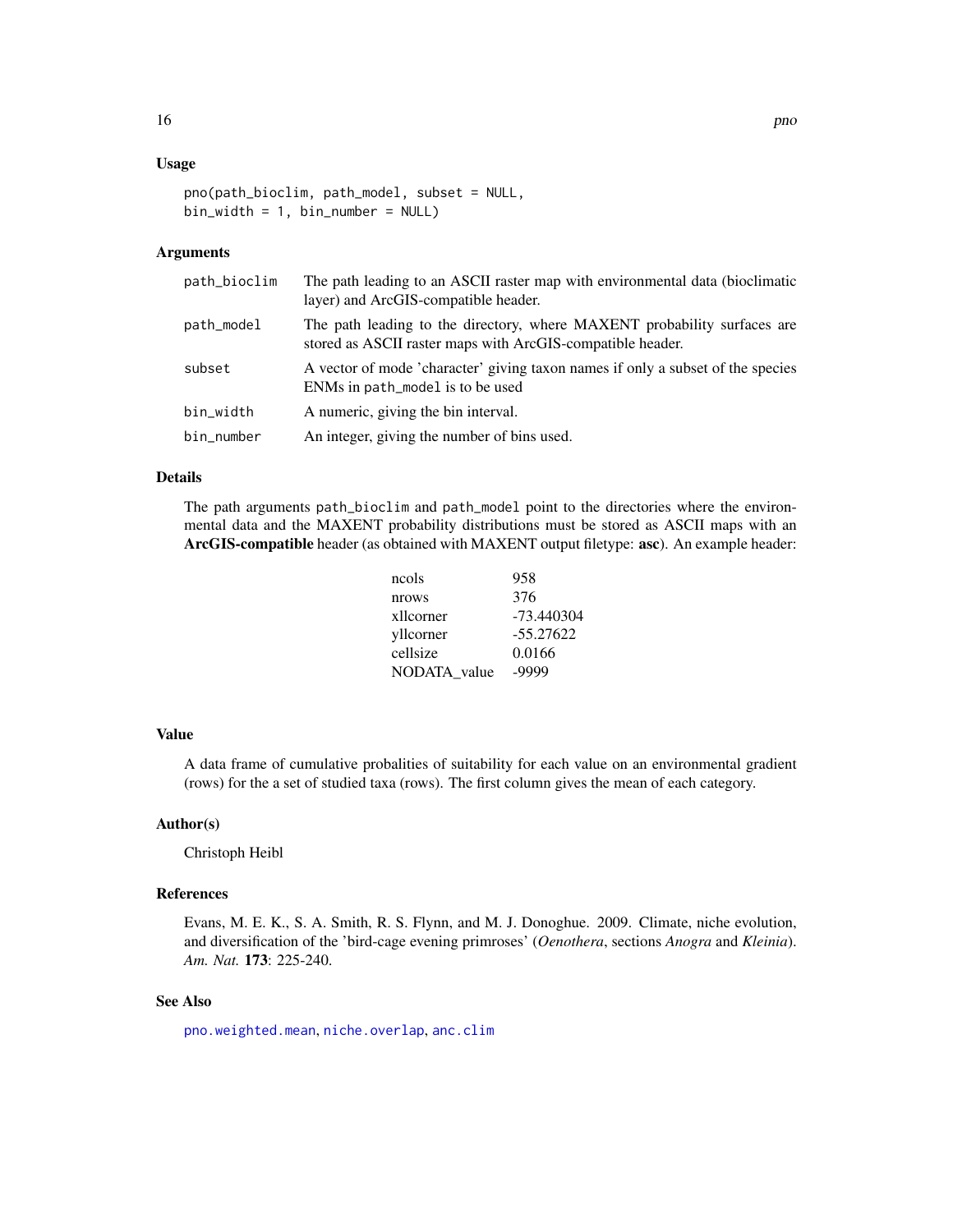### Usage

```
pno(path_bioclim, path_model, subset = NULL,
bin_width = 1, bin_number = NULL)
```

### Arguments

| | |
|---|---|
| `path_bioclim` | The path leading to an ASCII raster map with environmental data (bioclimatic layer) and ArcGIS-compatible header. |
| `path_model` | The path leading to the directory, where MAXENT probability surfaces are stored as ASCII raster maps with ArcGIS-compatible header. |
| `subset` | A vector of mode 'character' giving taxon names if only a subset of the species ENMs in `path_model` is to be used |
| `bin_width` | A numeric, giving the bin interval. |
| `bin_number` | An integer, giving the number of bins used. |

### Details

The path arguments `path_bioclim` and `path_model` point to the directories where the environmental data and the MAXENT probability distributions must be stored as ASCII maps with an **ArcGIS-compatible** header (as obtained with MAXENT output filetype: **asc**). An example header:

| | |
|---|---|
| ncols | 958 |
| nrows | 376 |
| xllcorner | -73.440304 |
| yllcorner | -55.27622 |
| cellsize | 0.0166 |
| NODATA_value | -9999 |

### Value

A data frame of cumulative probalities of suitability for each value on an environmental gradient (rows) for the a set of studied taxa (rows). The first column gives the mean of each category.

### Author(s)

Christoph Heibl

### References

Evans, M. E. K., S. A. Smith, R. S. Flynn, and M. J. Donoghue. 2009. Climate, niche evolution, and diversification of the 'bird-cage evening primroses' (*Oenothera*, sections *Anogra* and *Kleinia*). *Am. Nat.* **173**: 225-240.

### See Also

`pno.weighted.mean`, `niche.overlap`, `anc.clim`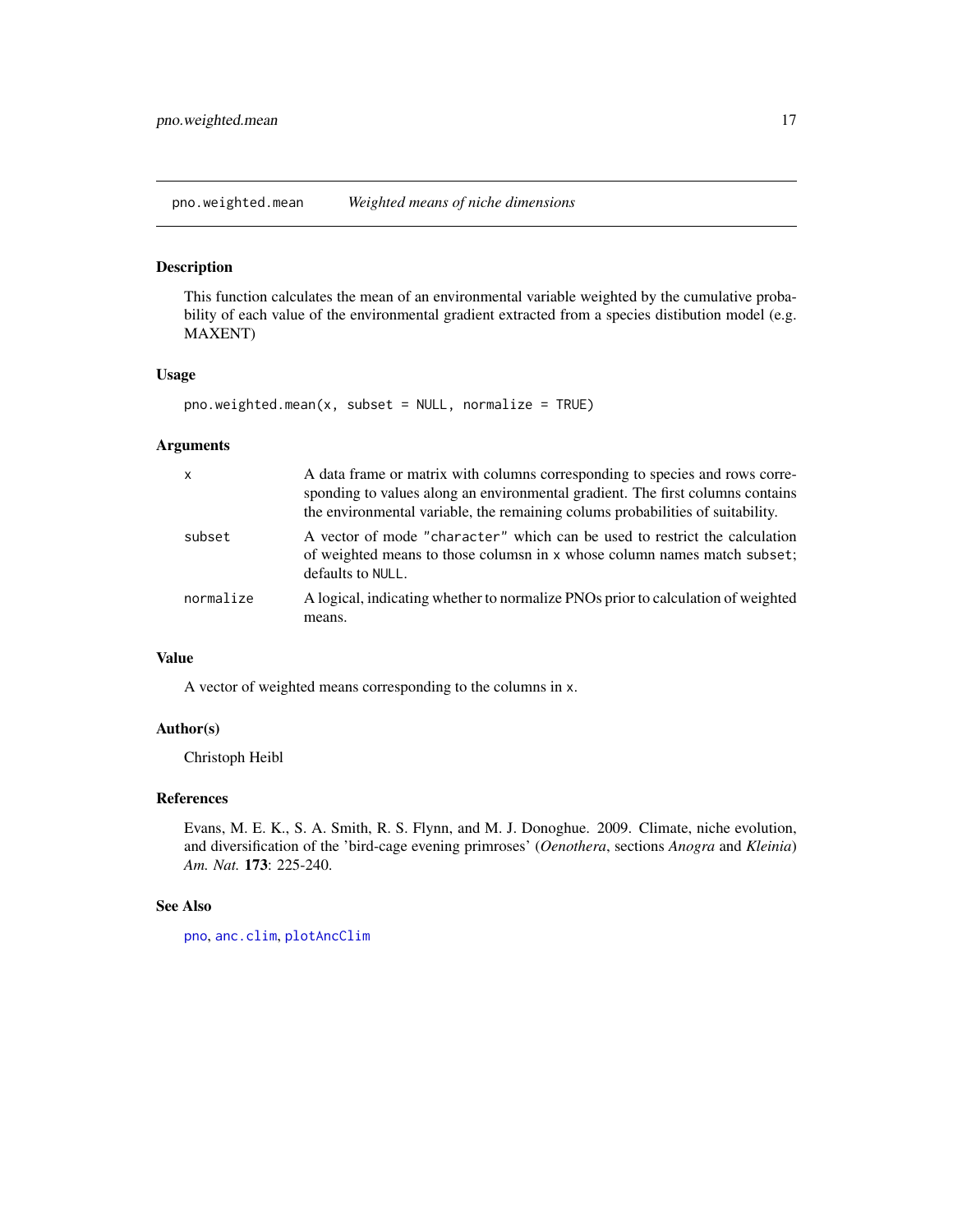pno.weighted.mean *Weighted means of niche dimensions*

## Description

This function calculates the mean of an environmental variable weighted by the cumulative probability of each value of the environmental gradient extracted from a species distibution model (e.g. MAXENT)

## Usage

```
pno.weighted.mean(x, subset = NULL, normalize = TRUE)
```

## Arguments

| | |
|---|---|
| `x` | A data frame or matrix with columns corresponding to species and rows corresponding to values along an environmental gradient. The first columns contains the environmental variable, the remaining colums probabilities of suitability. |
| `subset` | A vector of mode `"character"` which can be used to restrict the calculation of weighted means to those columsn in `x` whose column names match `subset`; defaults to `NULL`. |
| `normalize` | A logical, indicating whether to normalize PNOs prior to calculation of weighted means. |

## Value

A vector of weighted means corresponding to the columns in `x`.

## Author(s)

Christoph Heibl

## References

Evans, M. E. K., S. A. Smith, R. S. Flynn, and M. J. Donoghue. 2009. Climate, niche evolution, and diversification of the 'bird-cage evening primroses' (*Oenothera*, sections *Anogra* and *Kleinia*) *Am. Nat.* **173**: 225-240.

## See Also

`pno`, `anc.clim`, `plotAncClim`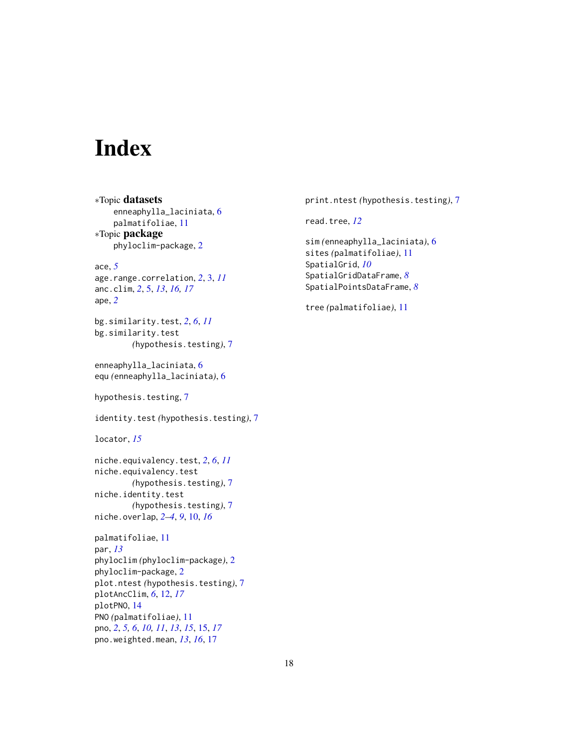# Index

*Topic **datasets**
- enneaphylla_laciniata, 6
- palmatifoliae, 11

*Topic **package**
- phyloclim-package, 2

ace, *5*
age.range.correlation, *2*, 3, *11*
anc.clim, *2*, 5, *13*, *16, 17*
ape, *2*

bg.similarity.test, *2*, *6*, *11*
bg.similarity.test (hypothesis.testing), 7

enneaphylla_laciniata, 6
equ (enneaphylla_laciniata), 6

hypothesis.testing, 7

identity.test (hypothesis.testing), 7

locator, *15*

niche.equivalency.test, *2*, *6*, *11*
niche.equivalency.test (hypothesis.testing), 7
niche.identity.test (hypothesis.testing), 7
niche.overlap, *2–4*, *9*, 10, *16*

palmatifoliae, 11
par, *13*
phyloclim (phyloclim-package), 2
phyloclim-package, 2
plot.ntest (hypothesis.testing), 7
plotAncClim, *6*, 12, *17*
plotPNO, 14
PNO (palmatifoliae), 11
pno, *2*, *5, 6*, *10, 11*, *13*, *15*, 15, *17*
pno.weighted.mean, *13*, *16*, 17

print.ntest (hypothesis.testing), 7

read.tree, *12*

sim (enneaphylla_laciniata), 6
sites (palmatifoliae), 11
SpatialGrid, *10*
SpatialGridDataFrame, *8*
SpatialPointsDataFrame, *8*

tree (palmatifoliae), 11